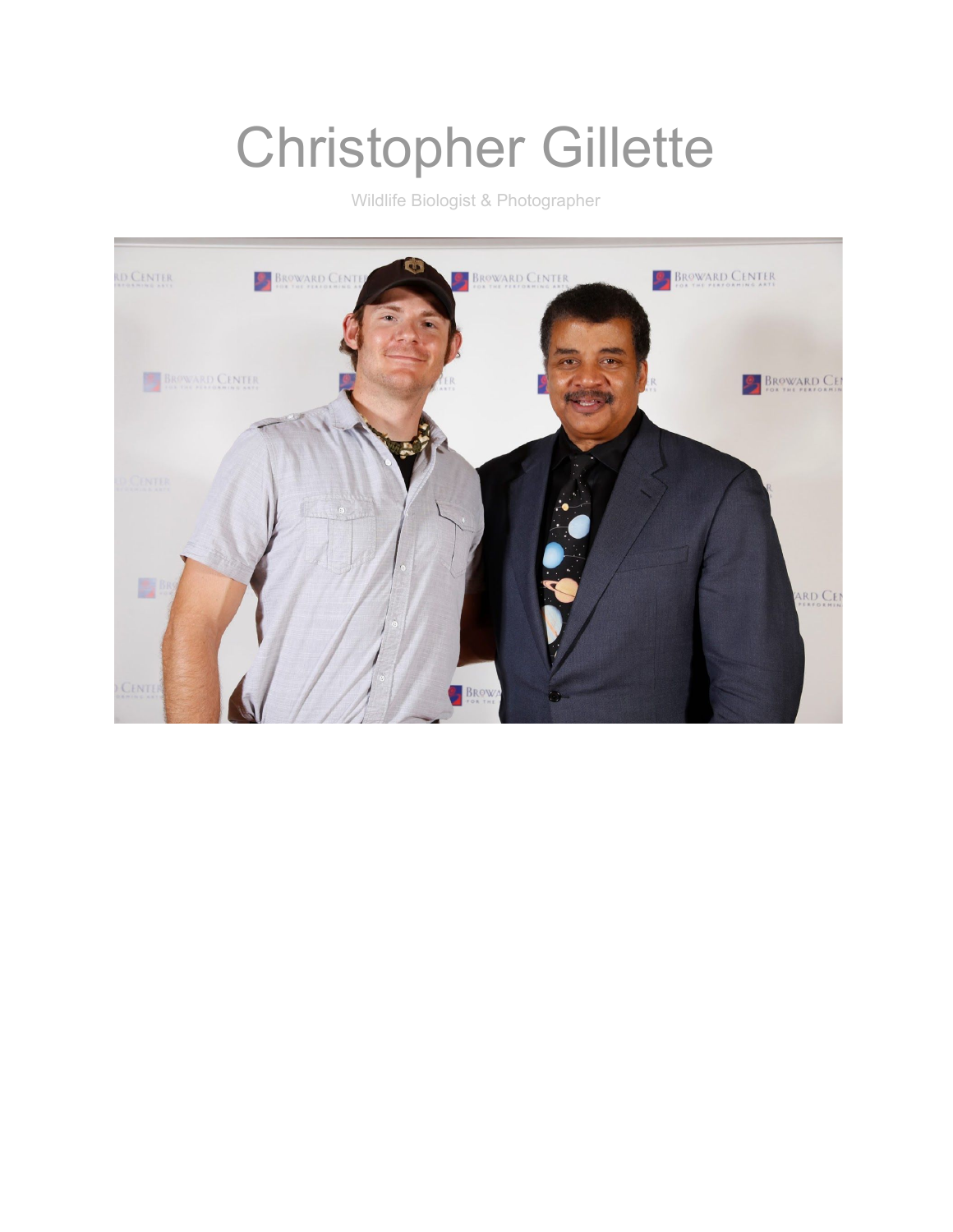# Christopher Gillette

Wildlife Biologist & Photographer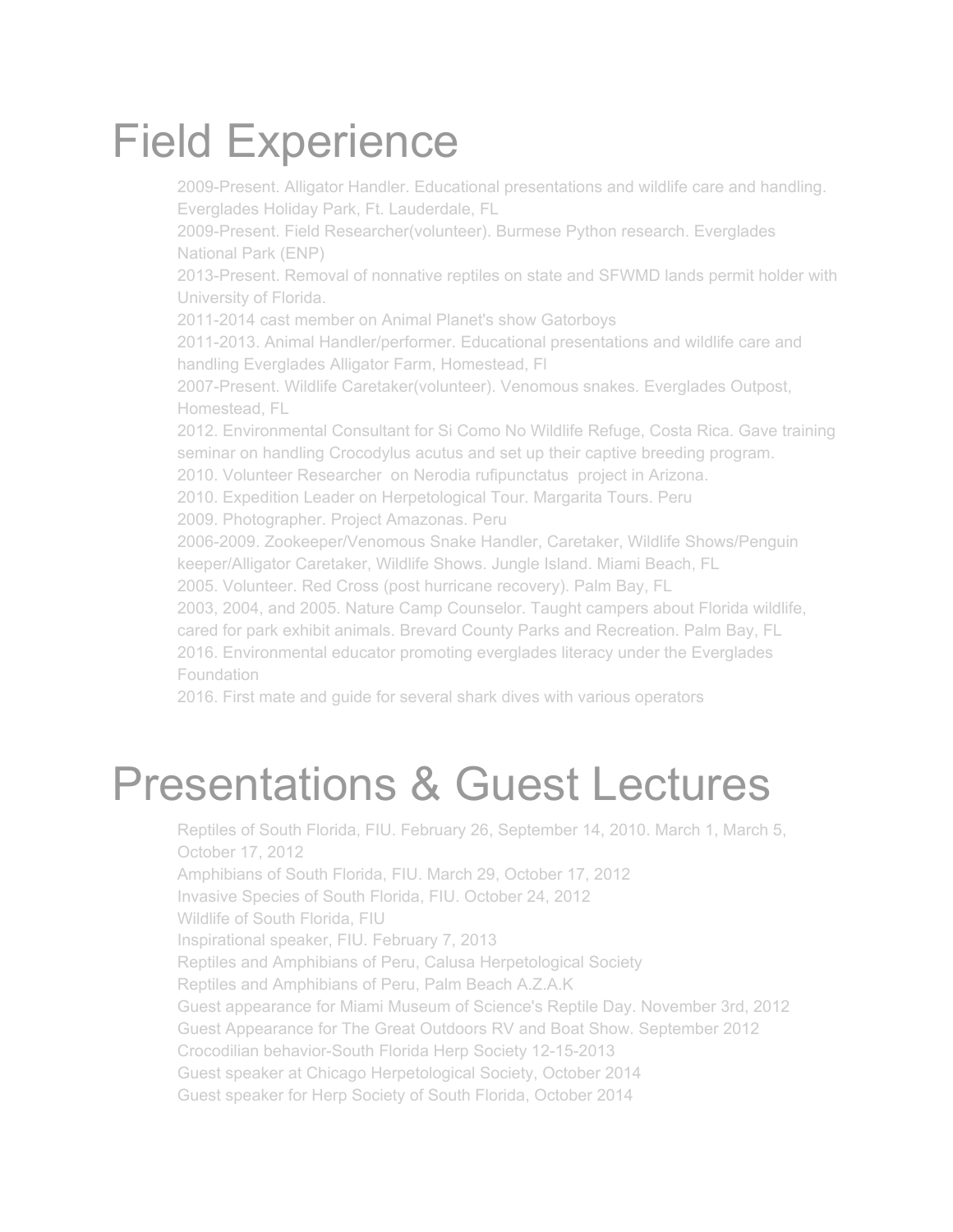# Field Experience

2009-Present. Alligator Handler. Educational presentations and wildlife care and handling. Everglades Holiday Park, Ft. Lauderdale, FL
2009-Present. Field Researcher(volunteer). Burmese Python research. Everglades National Park (ENP)
2013-Present. Removal of nonnative reptiles on state and SFWMD lands permit holder with University of Florida.
2011-2014 cast member on Animal Planet's show Gatorboys
2011-2013. Animal Handler/performer. Educational presentations and wildlife care and handling Everglades Alligator Farm, Homestead, Fl
2007-Present. Wildlife Caretaker(volunteer). Venomous snakes. Everglades Outpost, Homestead, FL
2012. Environmental Consultant for Si Como No Wildlife Refuge, Costa Rica. Gave training seminar on handling Crocodylus acutus and set up their captive breeding program.
2010. Volunteer Researcher on Nerodia rufipunctatus project in Arizona.
2010. Expedition Leader on Herpetological Tour. Margarita Tours. Peru
2009. Photographer. Project Amazonas. Peru
2006-2009. Zookeeper/Venomous Snake Handler, Caretaker, Wildlife Shows/Penguin keeper/Alligator Caretaker, Wildlife Shows. Jungle Island. Miami Beach, FL
2005. Volunteer. Red Cross (post hurricane recovery). Palm Bay, FL
2003, 2004, and 2005. Nature Camp Counselor. Taught campers about Florida wildlife, cared for park exhibit animals. Brevard County Parks and Recreation. Palm Bay, FL
2016. Environmental educator promoting everglades literacy under the Everglades Foundation
2016. First mate and guide for several shark dives with various operators

# Presentations & Guest Lectures

Reptiles of South Florida, FIU. February 26, September 14, 2010. March 1, March 5, October 17, 2012
Amphibians of South Florida, FIU. March 29, October 17, 2012
Invasive Species of South Florida, FIU. October 24, 2012
Wildlife of South Florida, FIU
Inspirational speaker, FIU. February 7, 2013
Reptiles and Amphibians of Peru, Calusa Herpetological Society
Reptiles and Amphibians of Peru, Palm Beach A.Z.A.K
Guest appearance for Miami Museum of Science's Reptile Day. November 3rd, 2012
Guest Appearance for The Great Outdoors RV and Boat Show. September 2012
Crocodilian behavior-South Florida Herp Society 12-15-2013
Guest speaker at Chicago Herpetological Society, October 2014
Guest speaker for Herp Society of South Florida, October 2014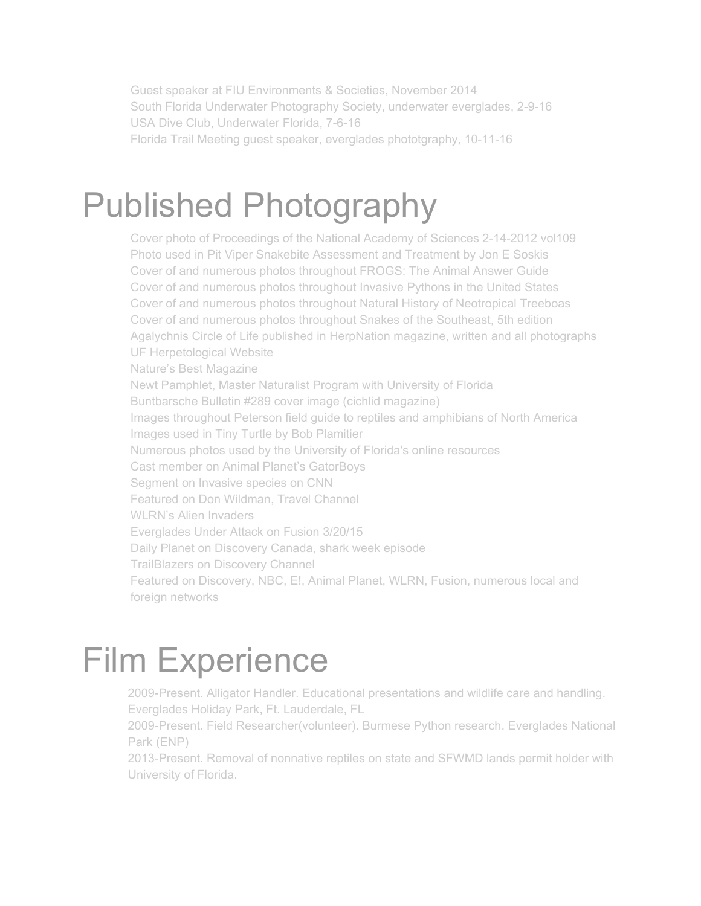Guest speaker at FIU Environments & Societies, November 2014
South Florida Underwater Photography Society, underwater everglades, 2-9-16
USA Dive Club, Underwater Florida, 7-6-16
Florida Trail Meeting guest speaker, everglades phototgraphy, 10-11-16

# Published Photography

Cover photo of Proceedings of the National Academy of Sciences 2-14-2012 vol109
Photo used in Pit Viper Snakebite Assessment and Treatment by Jon E Soskis
Cover of and numerous photos throughout FROGS: The Animal Answer Guide
Cover of and numerous photos throughout Invasive Pythons in the United States
Cover of and numerous photos throughout Natural History of Neotropical Treeboas
Cover of and numerous photos throughout Snakes of the Southeast, 5th edition
Agalychnis Circle of Life published in HerpNation magazine, written and all photographs
UF Herpetological Website
Nature's Best Magazine
Newt Pamphlet, Master Naturalist Program with University of Florida
Buntbarsche Bulletin #289 cover image (cichlid magazine)
Images throughout Peterson field guide to reptiles and amphibians of North America
Images used in Tiny Turtle by Bob Plamitier
Numerous photos used by the University of Florida's online resources
Cast member on Animal Planet's GatorBoys
Segment on Invasive species on CNN
Featured on Don Wildman, Travel Channel
WLRN's Alien Invaders
Everglades Under Attack on Fusion 3/20/15
Daily Planet on Discovery Canada, shark week episode
TrailBlazers on Discovery Channel
Featured on Discovery, NBC, E!, Animal Planet, WLRN, Fusion, numerous local and foreign networks

# Film Experience

2009-Present. Alligator Handler. Educational presentations and wildlife care and handling. Everglades Holiday Park, Ft. Lauderdale, FL
2009-Present. Field Researcher(volunteer). Burmese Python research. Everglades National Park (ENP)
2013-Present. Removal of nonnative reptiles on state and SFWMD lands permit holder with University of Florida.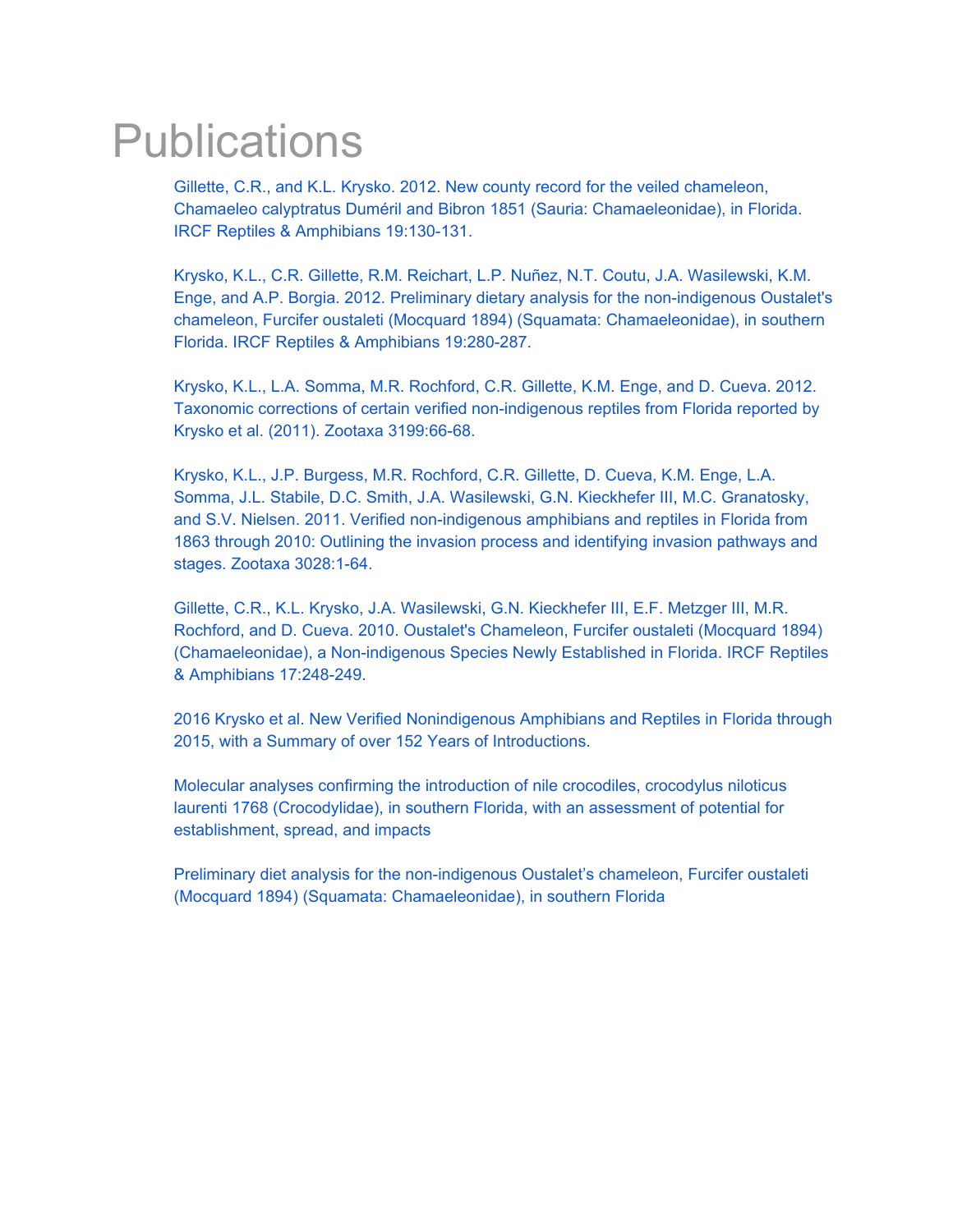# Publications

Gillette, C.R., and K.L. Krysko. 2012. New county record for the veiled chameleon, Chamaeleo calyptratus Duméril and Bibron 1851 (Sauria: Chamaeleonidae), in Florida. IRCF Reptiles & Amphibians 19:130-131.

Krysko, K.L., C.R. Gillette, R.M. Reichart, L.P. Nuñez, N.T. Coutu, J.A. Wasilewski, K.M. Enge, and A.P. Borgia. 2012. Preliminary dietary analysis for the non-indigenous Oustalet's chameleon, Furcifer oustaleti (Mocquard 1894) (Squamata: Chamaeleonidae), in southern Florida. IRCF Reptiles & Amphibians 19:280-287.

Krysko, K.L., L.A. Somma, M.R. Rochford, C.R. Gillette, K.M. Enge, and D. Cueva. 2012. Taxonomic corrections of certain verified non-indigenous reptiles from Florida reported by Krysko et al. (2011). Zootaxa 3199:66-68.

Krysko, K.L., J.P. Burgess, M.R. Rochford, C.R. Gillette, D. Cueva, K.M. Enge, L.A. Somma, J.L. Stabile, D.C. Smith, J.A. Wasilewski, G.N. Kieckhefer III, M.C. Granatosky, and S.V. Nielsen. 2011. Verified non-indigenous amphibians and reptiles in Florida from 1863 through 2010: Outlining the invasion process and identifying invasion pathways and stages. Zootaxa 3028:1-64.

Gillette, C.R., K.L. Krysko, J.A. Wasilewski, G.N. Kieckhefer III, E.F. Metzger III, M.R. Rochford, and D. Cueva. 2010. Oustalet's Chameleon, Furcifer oustaleti (Mocquard 1894) (Chamaeleonidae), a Non-indigenous Species Newly Established in Florida. IRCF Reptiles & Amphibians 17:248-249.

2016 Krysko et al. New Verified Nonindigenous Amphibians and Reptiles in Florida through 2015, with a Summary of over 152 Years of Introductions.

Molecular analyses confirming the introduction of nile crocodiles, crocodylus niloticus laurenti 1768 (Crocodylidae), in southern Florida, with an assessment of potential for establishment, spread, and impacts

Preliminary diet analysis for the non-indigenous Oustalet's chameleon, Furcifer oustaleti (Mocquard 1894) (Squamata: Chamaeleonidae), in southern Florida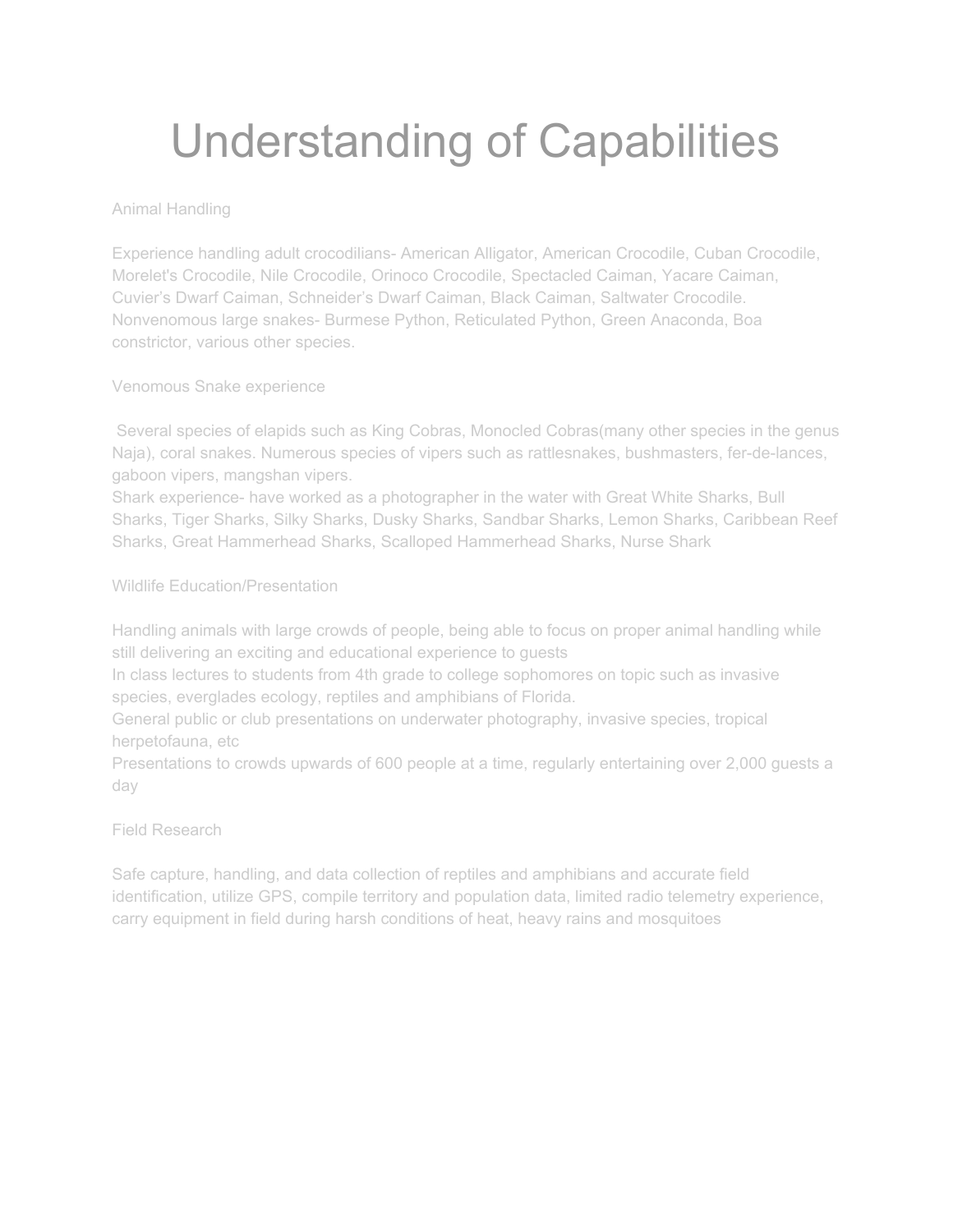# Understanding of Capabilities

## Animal Handling

Experience handling adult crocodilians- American Alligator, American Crocodile, Cuban Crocodile, Morelet's Crocodile, Nile Crocodile, Orinoco Crocodile, Spectacled Caiman, Yacare Caiman, Cuvier's Dwarf Caiman, Schneider's Dwarf Caiman, Black Caiman, Saltwater Crocodile. Nonvenomous large snakes- Burmese Python, Reticulated Python, Green Anaconda, Boa constrictor, various other species.

## Venomous Snake experience

Several species of elapids such as King Cobras, Monocled Cobras(many other species in the genus Naja), coral snakes. Numerous species of vipers such as rattlesnakes, bushmasters, fer-de-lances, gaboon vipers, mangshan vipers.

Shark experience- have worked as a photographer in the water with Great White Sharks, Bull Sharks, Tiger Sharks, Silky Sharks, Dusky Sharks, Sandbar Sharks, Lemon Sharks, Caribbean Reef Sharks, Great Hammerhead Sharks, Scalloped Hammerhead Sharks, Nurse Shark

## Wildlife Education/Presentation

Handling animals with large crowds of people, being able to focus on proper animal handling while still delivering an exciting and educational experience to guests

In class lectures to students from 4th grade to college sophomores on topic such as invasive species, everglades ecology, reptiles and amphibians of Florida.

General public or club presentations on underwater photography, invasive species, tropical herpetofauna, etc

Presentations to crowds upwards of 600 people at a time, regularly entertaining over 2,000 guests a day

## Field Research

Safe capture, handling, and data collection of reptiles and amphibians and accurate field identification, utilize GPS, compile territory and population data, limited radio telemetry experience, carry equipment in field during harsh conditions of heat, heavy rains and mosquitoes